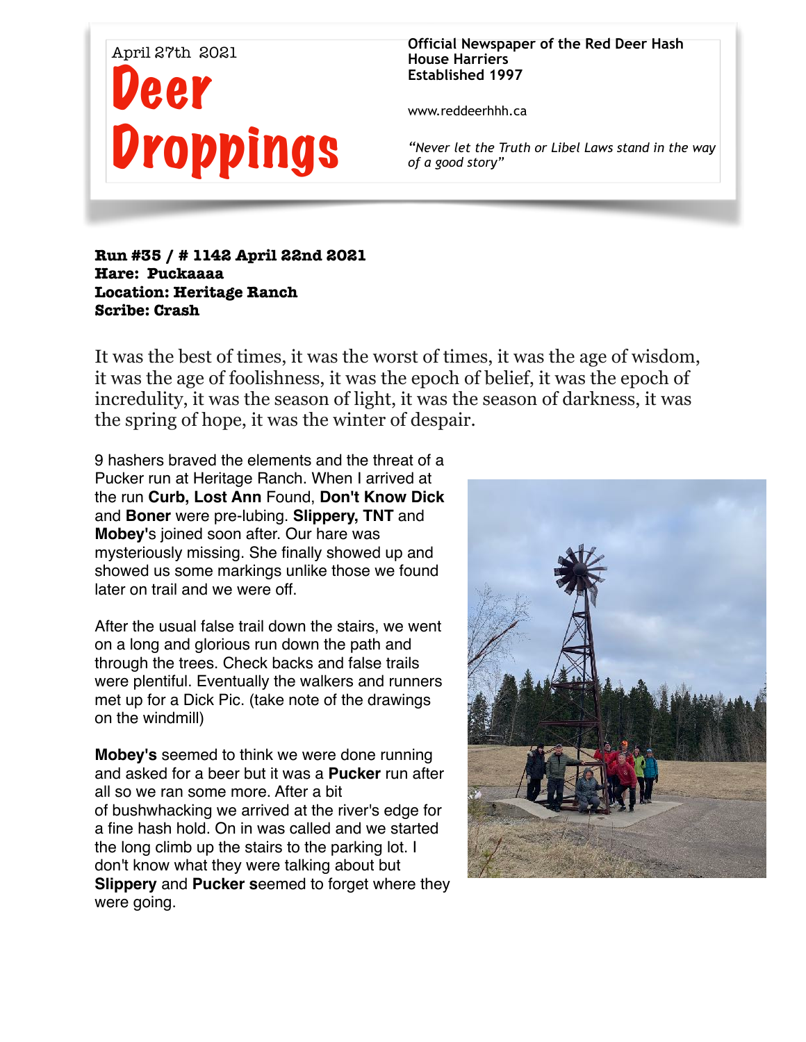April 27th 2021

# Deer Droppings

**Official Newspaper of the Red Deer Hash House Harriers**
**Established 1997**

www.reddeerhhh.ca

*"Never let the Truth or Libel Laws stand in the way of a good story"*

**Run #35 / # 1142 April 22nd 2021**
**Hare: Puckaaaa**
**Location: Heritage Ranch**
**Scribe: Crash**

It was the best of times, it was the worst of times, it was the age of wisdom, it was the age of foolishness, it was the epoch of belief, it was the epoch of incredulity, it was the season of light, it was the season of darkness, it was the spring of hope, it was the winter of despair.

9 hashers braved the elements and the threat of a Pucker run at Heritage Ranch. When I arrived at the run **Curb, Lost Ann** Found, **Don't Know Dick** and **Boner** were pre-lubing. **Slippery, TNT** and **Mobey'**s joined soon after. Our hare was mysteriously missing. She finally showed up and showed us some markings unlike those we found later on trail and we were off.

After the usual false trail down the stairs, we went on a long and glorious run down the path and through the trees. Check backs and false trails were plentiful. Eventually the walkers and runners met up for a Dick Pic. (take note of the drawings on the windmill)

**Mobey's** seemed to think we were done running and asked for a beer but it was a **Pucker** run after all so we ran some more. After a bit of bushwhacking we arrived at the river's edge for a fine hash hold. On in was called and we started the long climb up the stairs to the parking lot. I don't know what they were talking about but **Slippery** and **Pucker s**eemed to forget where they were going.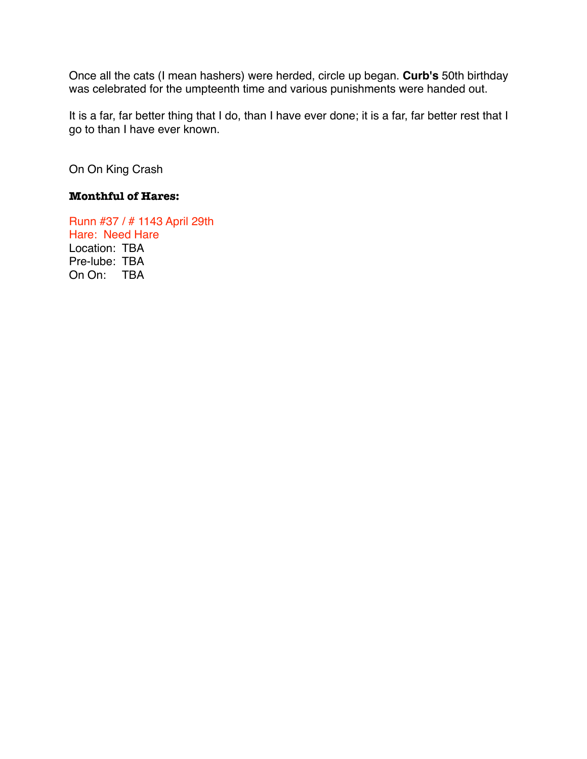Once all the cats (I mean hashers) were herded, circle up began. **Curb's** 50th birthday was celebrated for the umpteenth time and various punishments were handed out.

It is a far, far better thing that I do, than I have ever done; it is a far, far better rest that I go to than I have ever known.

On On King Crash

**Monthful of Hares:**

Runn #37 / # 1143 April 29th  
Hare:  Need Hare  
Location:  TBA  
Pre-lube:  TBA  
On On:  TBA